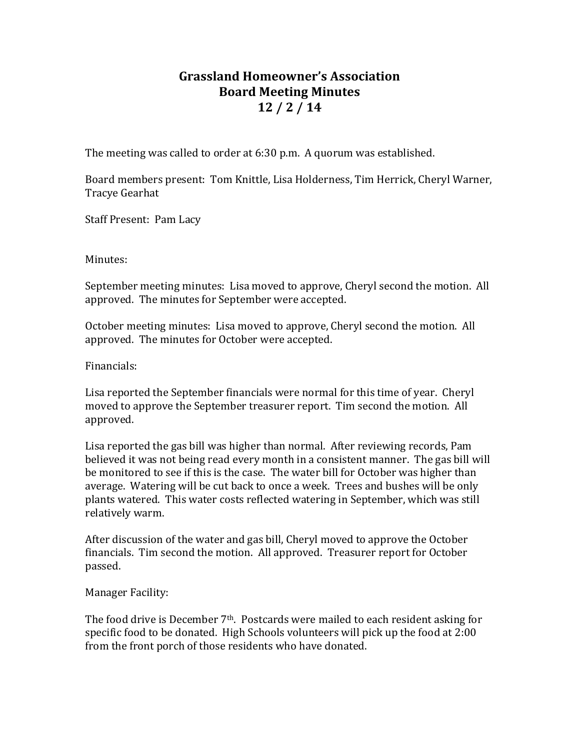# Grassland Homeowner's Association
# Board Meeting Minutes
# 12 / 2 / 14

The meeting was called to order at 6:30 p.m. A quorum was established.

Board members present: Tom Knittle, Lisa Holderness, Tim Herrick, Cheryl Warner, Tracye Gearhat

Staff Present: Pam Lacy

Minutes:

September meeting minutes: Lisa moved to approve, Cheryl second the motion. All approved. The minutes for September were accepted.

October meeting minutes: Lisa moved to approve, Cheryl second the motion. All approved. The minutes for October were accepted.

Financials:

Lisa reported the September financials were normal for this time of year. Cheryl moved to approve the September treasurer report. Tim second the motion. All approved.

Lisa reported the gas bill was higher than normal. After reviewing records, Pam believed it was not being read every month in a consistent manner. The gas bill will be monitored to see if this is the case. The water bill for October was higher than average. Watering will be cut back to once a week. Trees and bushes will be only plants watered. This water costs reflected watering in September, which was still relatively warm.

After discussion of the water and gas bill, Cheryl moved to approve the October financials. Tim second the motion. All approved. Treasurer report for October passed.

Manager Facility:

The food drive is December 7th. Postcards were mailed to each resident asking for specific food to be donated. High Schools volunteers will pick up the food at 2:00 from the front porch of those residents who have donated.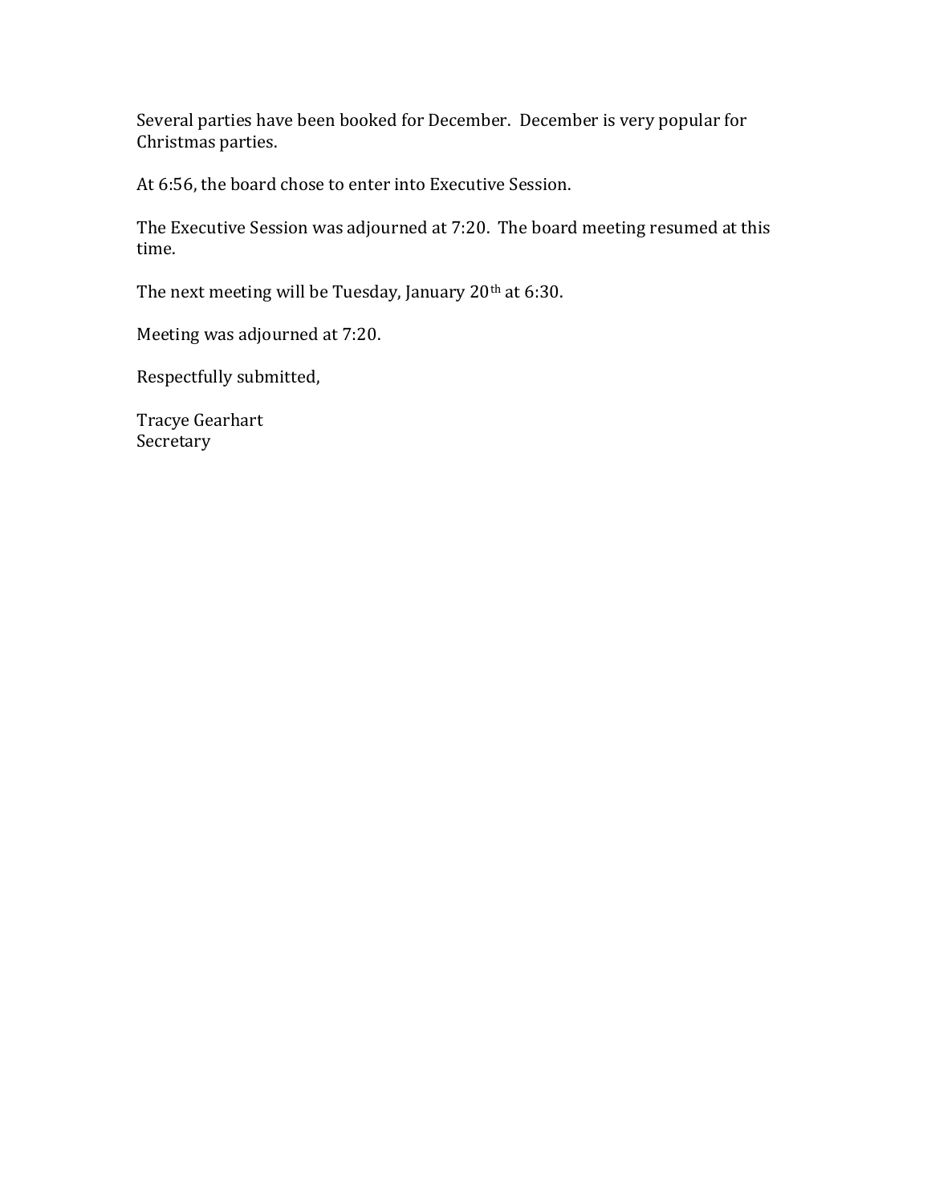Several parties have been booked for December. December is very popular for Christmas parties.

At 6:56, the board chose to enter into Executive Session.

The Executive Session was adjourned at 7:20. The board meeting resumed at this time.

The next meeting will be Tuesday, January 20th at 6:30.

Meeting was adjourned at 7:20.

Respectfully submitted,

Tracye Gearhart
Secretary